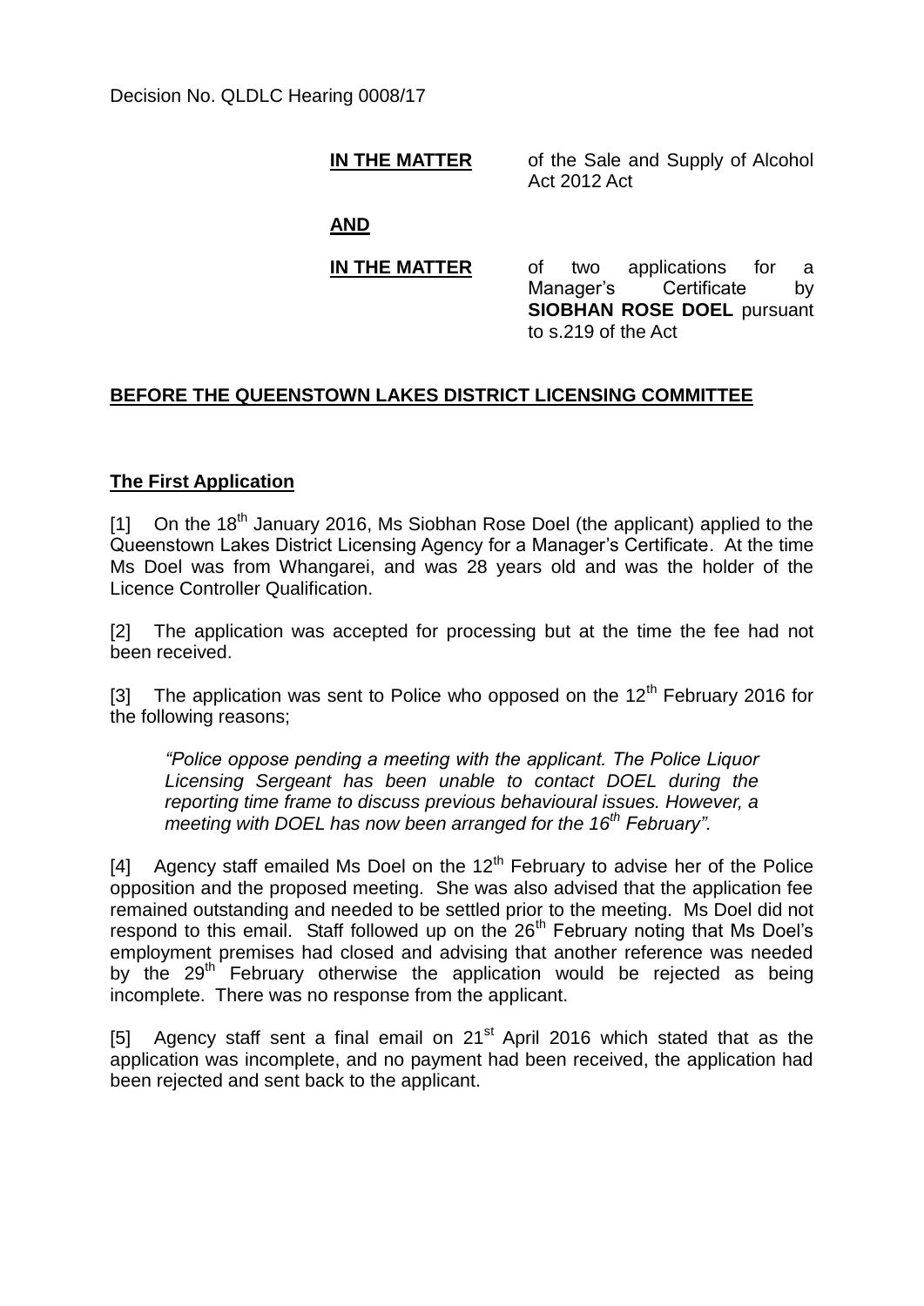Decision No. QLDLC Hearing 0008/17

**IN THE MATTER** of the Sale and Supply of Alcohol Act 2012 Act

**AND**

**IN THE MATTER** of two applications for a Manager's Certificate by **SIOBHAN ROSE DOEL** pursuant to s.219 of the Act

## BEFORE THE QUEENSTOWN LAKES DISTRICT LICENSING COMMITTEE

### The First Application

[1] On the 18th January 2016, Ms Siobhan Rose Doel (the applicant) applied to the Queenstown Lakes District Licensing Agency for a Manager's Certificate. At the time Ms Doel was from Whangarei, and was 28 years old and was the holder of the Licence Controller Qualification.

[2] The application was accepted for processing but at the time the fee had not been received.

[3] The application was sent to Police who opposed on the 12th February 2016 for the following reasons;

> *"Police oppose pending a meeting with the applicant. The Police Liquor Licensing Sergeant has been unable to contact DOEL during the reporting time frame to discuss previous behavioural issues. However, a meeting with DOEL has now been arranged for the 16th February".*

[4] Agency staff emailed Ms Doel on the 12th February to advise her of the Police opposition and the proposed meeting. She was also advised that the application fee remained outstanding and needed to be settled prior to the meeting. Ms Doel did not respond to this email. Staff followed up on the 26th February noting that Ms Doel's employment premises had closed and advising that another reference was needed by the 29th February otherwise the application would be rejected as being incomplete. There was no response from the applicant.

[5] Agency staff sent a final email on 21st April 2016 which stated that as the application was incomplete, and no payment had been received, the application had been rejected and sent back to the applicant.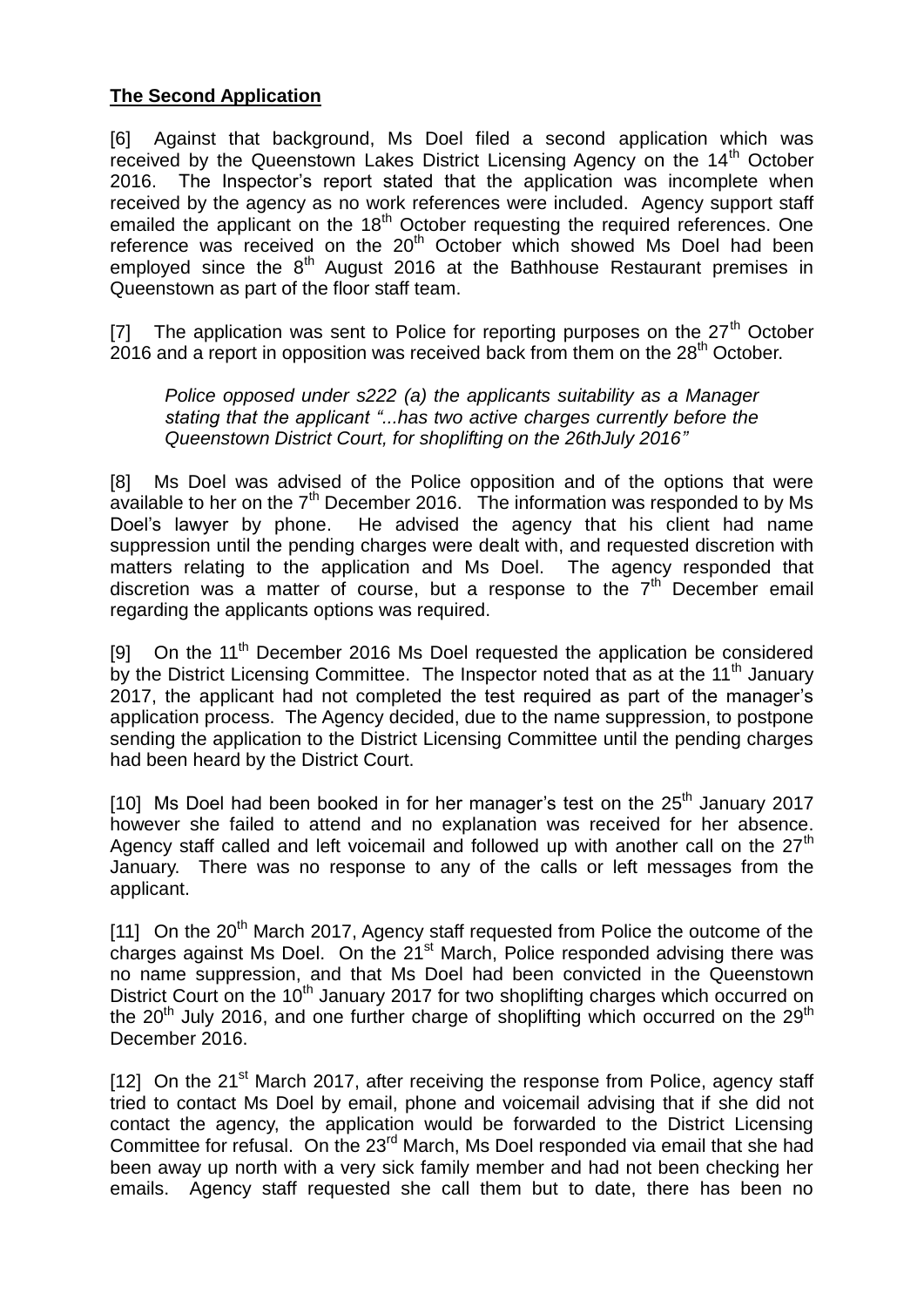## The Second Application

[6] Against that background, Ms Doel filed a second application which was received by the Queenstown Lakes District Licensing Agency on the 14th October 2016. The Inspector's report stated that the application was incomplete when received by the agency as no work references were included. Agency support staff emailed the applicant on the 18th October requesting the required references. One reference was received on the 20th October which showed Ms Doel had been employed since the 8th August 2016 at the Bathhouse Restaurant premises in Queenstown as part of the floor staff team.

[7] The application was sent to Police for reporting purposes on the 27th October 2016 and a report in opposition was received back from them on the 28th October.

> *Police opposed under s222 (a) the applicants suitability as a Manager stating that the applicant "...has two active charges currently before the Queenstown District Court, for shoplifting on the 26thJuly 2016"*

[8] Ms Doel was advised of the Police opposition and of the options that were available to her on the 7th December 2016. The information was responded to by Ms Doel's lawyer by phone. He advised the agency that his client had name suppression until the pending charges were dealt with, and requested discretion with matters relating to the application and Ms Doel. The agency responded that discretion was a matter of course, but a response to the 7th December email regarding the applicants options was required.

[9] On the 11th December 2016 Ms Doel requested the application be considered by the District Licensing Committee. The Inspector noted that as at the 11th January 2017, the applicant had not completed the test required as part of the manager's application process. The Agency decided, due to the name suppression, to postpone sending the application to the District Licensing Committee until the pending charges had been heard by the District Court.

[10] Ms Doel had been booked in for her manager's test on the 25th January 2017 however she failed to attend and no explanation was received for her absence. Agency staff called and left voicemail and followed up with another call on the 27th January. There was no response to any of the calls or left messages from the applicant.

[11] On the 20th March 2017, Agency staff requested from Police the outcome of the charges against Ms Doel. On the 21st March, Police responded advising there was no name suppression, and that Ms Doel had been convicted in the Queenstown District Court on the 10th January 2017 for two shoplifting charges which occurred on the 20th July 2016, and one further charge of shoplifting which occurred on the 29th December 2016.

[12] On the 21st March 2017, after receiving the response from Police, agency staff tried to contact Ms Doel by email, phone and voicemail advising that if she did not contact the agency, the application would be forwarded to the District Licensing Committee for refusal. On the 23rd March, Ms Doel responded via email that she had been away up north with a very sick family member and had not been checking her emails. Agency staff requested she call them but to date, there has been no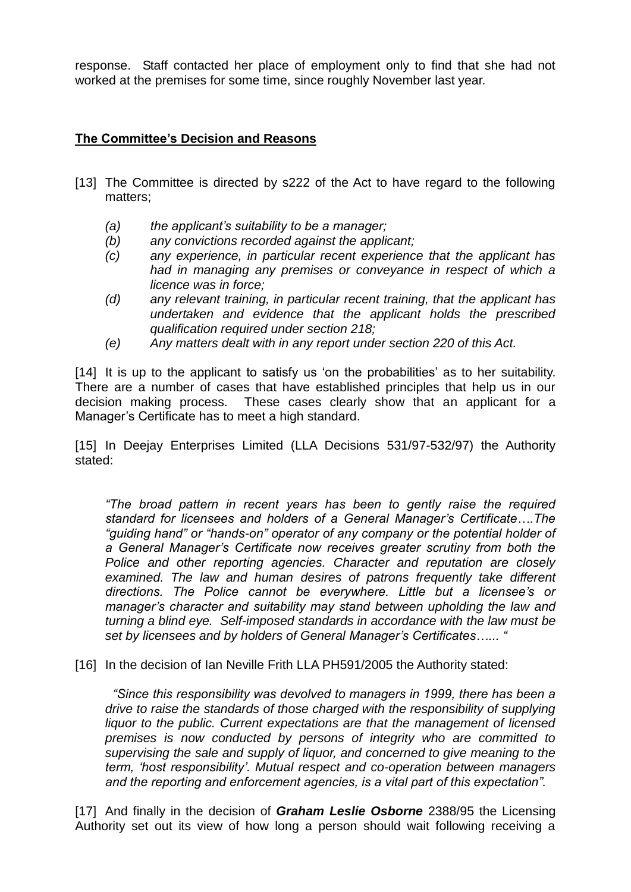response. Staff contacted her place of employment only to find that she had not worked at the premises for some time, since roughly November last year.

## The Committee's Decision and Reasons

[13] The Committee is directed by s222 of the Act to have regard to the following matters;

- *(a) the applicant's suitability to be a manager;*
- *(b) any convictions recorded against the applicant;*
- *(c) any experience, in particular recent experience that the applicant has had in managing any premises or conveyance in respect of which a licence was in force;*
- *(d) any relevant training, in particular recent training, that the applicant has undertaken and evidence that the applicant holds the prescribed qualification required under section 218;*
- *(e) Any matters dealt with in any report under section 220 of this Act.*

[14] It is up to the applicant to satisfy us 'on the probabilities' as to her suitability. There are a number of cases that have established principles that help us in our decision making process. These cases clearly show that an applicant for a Manager's Certificate has to meet a high standard.

[15] In Deejay Enterprises Limited (LLA Decisions 531/97-532/97) the Authority stated:

> *"The broad pattern in recent years has been to gently raise the required standard for licensees and holders of a General Manager's Certificate….The "guiding hand" or "hands-on" operator of any company or the potential holder of a General Manager's Certificate now receives greater scrutiny from both the Police and other reporting agencies. Character and reputation are closely examined. The law and human desires of patrons frequently take different directions. The Police cannot be everywhere. Little but a licensee's or manager's character and suitability may stand between upholding the law and turning a blind eye. Self-imposed standards in accordance with the law must be set by licensees and by holders of General Manager's Certificates…... "*

[16] In the decision of Ian Neville Frith LLA PH591/2005 the Authority stated:

> *"Since this responsibility was devolved to managers in 1999, there has been a drive to raise the standards of those charged with the responsibility of supplying liquor to the public. Current expectations are that the management of licensed premises is now conducted by persons of integrity who are committed to supervising the sale and supply of liquor, and concerned to give meaning to the term, 'host responsibility'. Mutual respect and co-operation between managers and the reporting and enforcement agencies, is a vital part of this expectation".*

[17] And finally in the decision of ***Graham Leslie Osborne*** 2388/95 the Licensing Authority set out its view of how long a person should wait following receiving a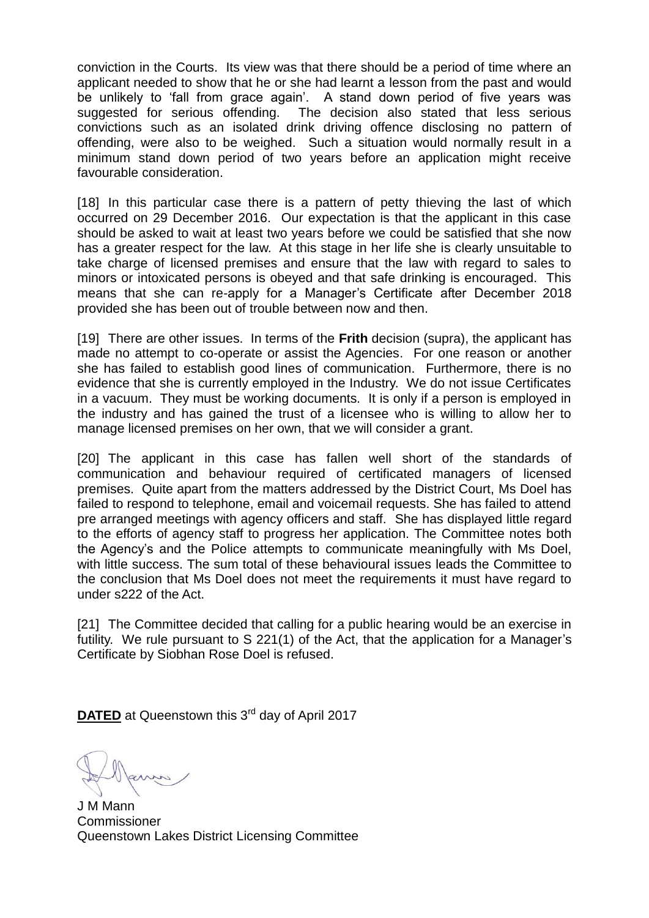conviction in the Courts. Its view was that there should be a period of time where an applicant needed to show that he or she had learnt a lesson from the past and would be unlikely to 'fall from grace again'. A stand down period of five years was suggested for serious offending. The decision also stated that less serious convictions such as an isolated drink driving offence disclosing no pattern of offending, were also to be weighed. Such a situation would normally result in a minimum stand down period of two years before an application might receive favourable consideration.

[18] In this particular case there is a pattern of petty thieving the last of which occurred on 29 December 2016. Our expectation is that the applicant in this case should be asked to wait at least two years before we could be satisfied that she now has a greater respect for the law. At this stage in her life she is clearly unsuitable to take charge of licensed premises and ensure that the law with regard to sales to minors or intoxicated persons is obeyed and that safe drinking is encouraged. This means that she can re-apply for a Manager's Certificate after December 2018 provided she has been out of trouble between now and then.

[19] There are other issues. In terms of the **Frith** decision (supra), the applicant has made no attempt to co-operate or assist the Agencies. For one reason or another she has failed to establish good lines of communication. Furthermore, there is no evidence that she is currently employed in the Industry. We do not issue Certificates in a vacuum. They must be working documents. It is only if a person is employed in the industry and has gained the trust of a licensee who is willing to allow her to manage licensed premises on her own, that we will consider a grant.

[20] The applicant in this case has fallen well short of the standards of communication and behaviour required of certificated managers of licensed premises. Quite apart from the matters addressed by the District Court, Ms Doel has failed to respond to telephone, email and voicemail requests. She has failed to attend pre arranged meetings with agency officers and staff. She has displayed little regard to the efforts of agency staff to progress her application. The Committee notes both the Agency's and the Police attempts to communicate meaningfully with Ms Doel, with little success. The sum total of these behavioural issues leads the Committee to the conclusion that Ms Doel does not meet the requirements it must have regard to under s222 of the Act.

[21] The Committee decided that calling for a public hearing would be an exercise in futility. We rule pursuant to S 221(1) of the Act, that the application for a Manager's Certificate by Siobhan Rose Doel is refused.

**DATED** at Queenstown this 3rd day of April 2017

J M Mann
Commissioner
Queenstown Lakes District Licensing Committee